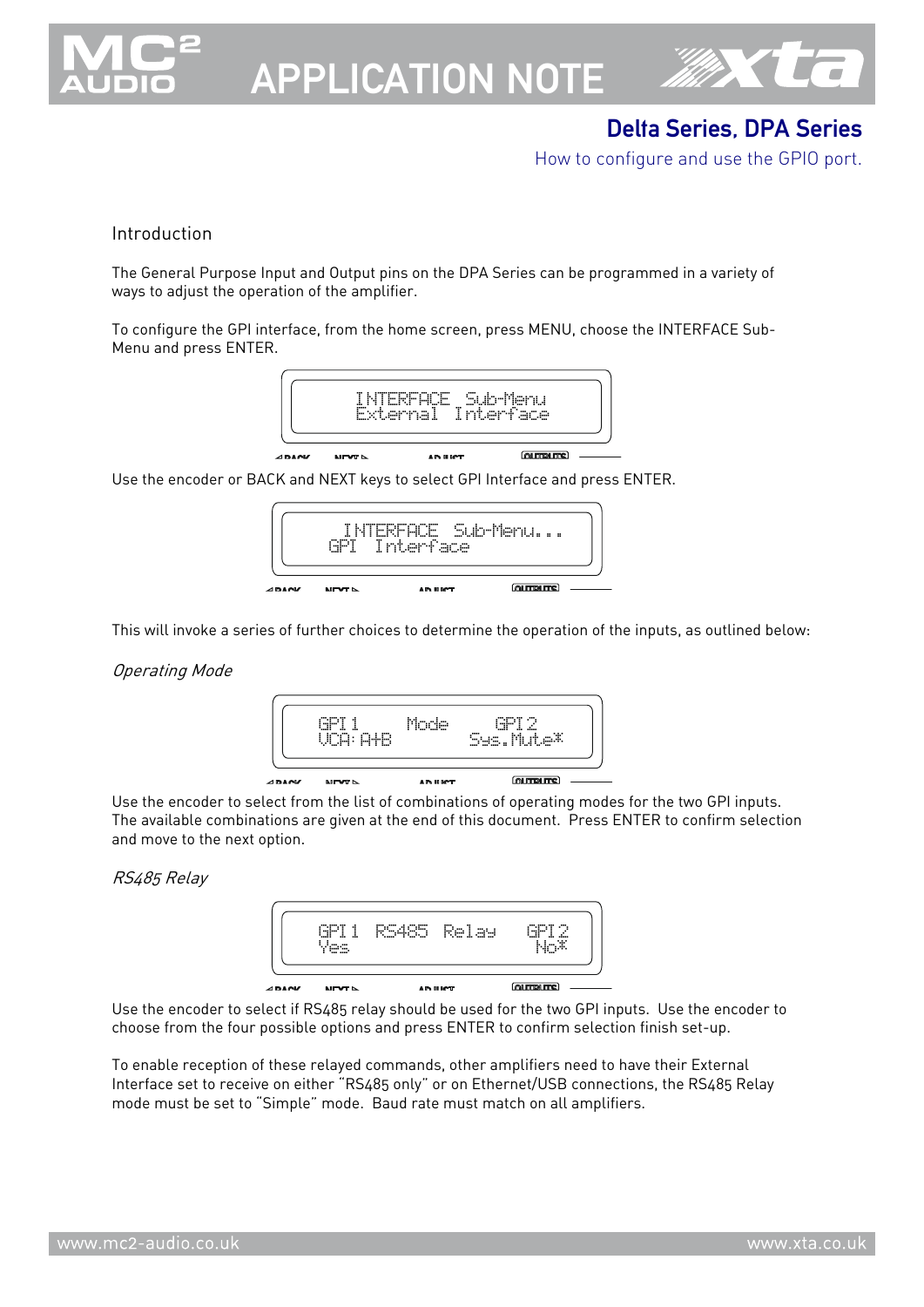# APPLICATION NOTE

## Delta Series, DPA Series

How to configure and use the GPIO port.

### Introduction

The General Purpose Input and Output pins on the DPA Series can be programmed in a variety of ways to adjust the operation of the amplifier.

To configure the GPI interface, from the home screen, press MENU, choose the INTERFACE Sub-Menu and press ENTER.

```
INTERFACE Sub-Menu
External Interface
```

Use the encoder or BACK and NEXT keys to select GPI Interface and press ENTER.

```
INTERFACE Sub-Menu...
GPI Interface
```

This will invoke a series of further choices to determine the operation of the inputs, as outlined below:

*Operating Mode*

```
GPI 1     Mode     GPI 2
VCA:A+B         Sys.Mute*
```

Use the encoder to select from the list of combinations of operating modes for the two GPI inputs. The available combinations are given at the end of this document. Press ENTER to confirm selection and move to the next option.

*RS485 Relay*

```
GPI 1  RS485 Relay  GPI 2
Yes                   No*
```

Use the encoder to select if RS485 relay should be used for the two GPI inputs. Use the encoder to choose from the four possible options and press ENTER to confirm selection finish set-up.

To enable reception of these relayed commands, other amplifiers need to have their External Interface set to receive on either "RS485 only" or on Ethernet/USB connections, the RS485 Relay mode must be set to "Simple" mode. Baud rate must match on all amplifiers.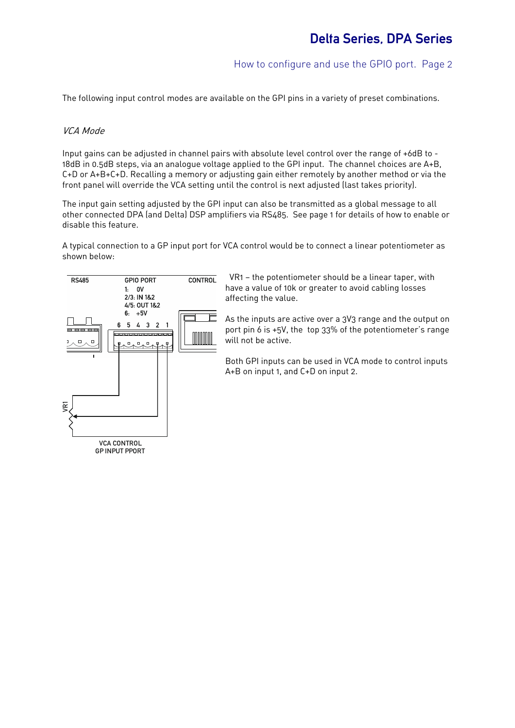The following input control modes are available on the GPI pins in a variety of preset combinations.

*VCA Mode*

Input gains can be adjusted in channel pairs with absolute level control over the range of +6dB to -18dB in 0.5dB steps, via an analogue voltage applied to the GPI input. The channel choices are A+B, C+D or A+B+C+D. Recalling a memory or adjusting gain either remotely by another method or via the front panel will override the VCA setting until the control is next adjusted (last takes priority).

The input gain setting adjusted by the GPI input can also be transmitted as a global message to all other connected DPA (and Delta) DSP amplifiers via RS485. See page 1 for details of how to enable or disable this feature.

A typical connection to a GP input port for VCA control would be to connect a linear potentiometer as shown below:

RS485

GPIO PORT
1: 0V
2/3: IN 1&2
4/5: OUT 1&2
6: +5V

CONTROL

6 5 4 3 2 1

VR1

VCA CONTROL
GP INPUT PPORT

VR1 – the potentiometer should be a linear taper, with have a value of 10k or greater to avoid cabling losses affecting the value.

As the inputs are active over a 3V3 range and the output on port pin 6 is +5V, the top 33% of the potentiometer's range will not be active.

Both GPI inputs can be used in VCA mode to control inputs A+B on input 1, and C+D on input 2.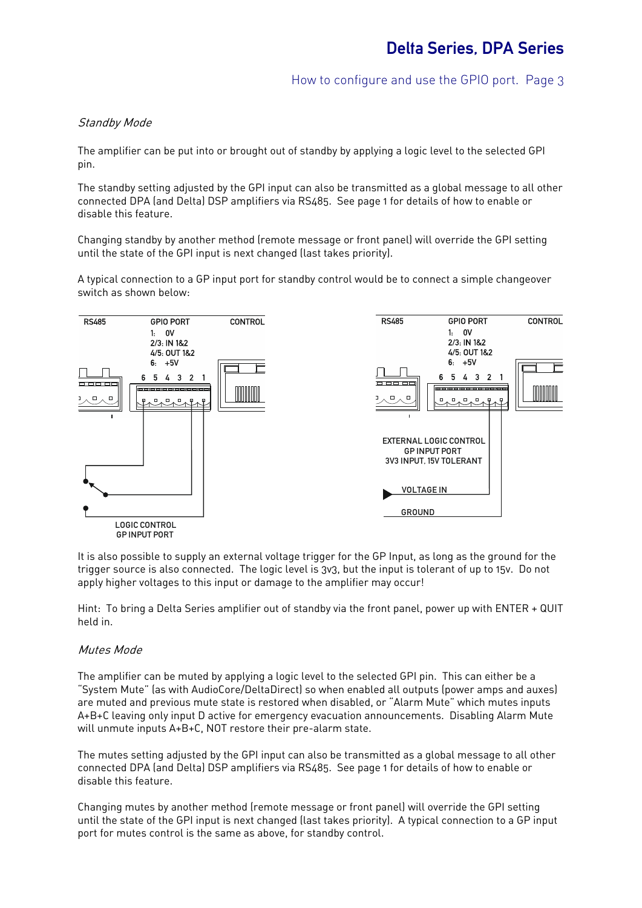### *Standby Mode*

The amplifier can be put into or brought out of standby by applying a logic level to the selected GPI pin.

The standby setting adjusted by the GPI input can also be transmitted as a global message to all other connected DPA (and Delta) DSP amplifiers via RS485. See page 1 for details of how to enable or disable this feature.

Changing standby by another method (remote message or front panel) will override the GPI setting until the state of the GPI input is next changed (last takes priority).

A typical connection to a GP input port for standby control would be to connect a simple changeover switch as shown below:

RS485 GPIO PORT CONTROL
1: 0V
2/3: IN 1&2
4/5: OUT 1&2
6: +5V
6 5 4 3 2 1

LOGIC CONTROL
GP INPUT PORT

RS485 GPIO PORT CONTROL
1: 0V
2/3: IN 1&2
4/5: OUT 1&2
6: +5V
6 5 4 3 2 1

EXTERNAL LOGIC CONTROL
GP INPUT PORT
3V3 INPUT, 15V TOLERANT

VOLTAGE IN

GROUND

It is also possible to supply an external voltage trigger for the GP Input, as long as the ground for the trigger source is also connected. The logic level is 3v3, but the input is tolerant of up to 15v. Do not apply higher voltages to this input or damage to the amplifier may occur!

Hint: To bring a Delta Series amplifier out of standby via the front panel, power up with ENTER + QUIT held in.

### *Mutes Mode*

The amplifier can be muted by applying a logic level to the selected GPI pin. This can either be a "System Mute" (as with AudioCore/DeltaDirect) so when enabled all outputs (power amps and auxes) are muted and previous mute state is restored when disabled, or "Alarm Mute" which mutes inputs A+B+C leaving only input D active for emergency evacuation announcements. Disabling Alarm Mute will unmute inputs A+B+C, NOT restore their pre-alarm state.

The mutes setting adjusted by the GPI input can also be transmitted as a global message to all other connected DPA (and Delta) DSP amplifiers via RS485. See page 1 for details of how to enable or disable this feature.

Changing mutes by another method (remote message or front panel) will override the GPI setting until the state of the GPI input is next changed (last takes priority). A typical connection to a GP input port for mutes control is the same as above, for standby control.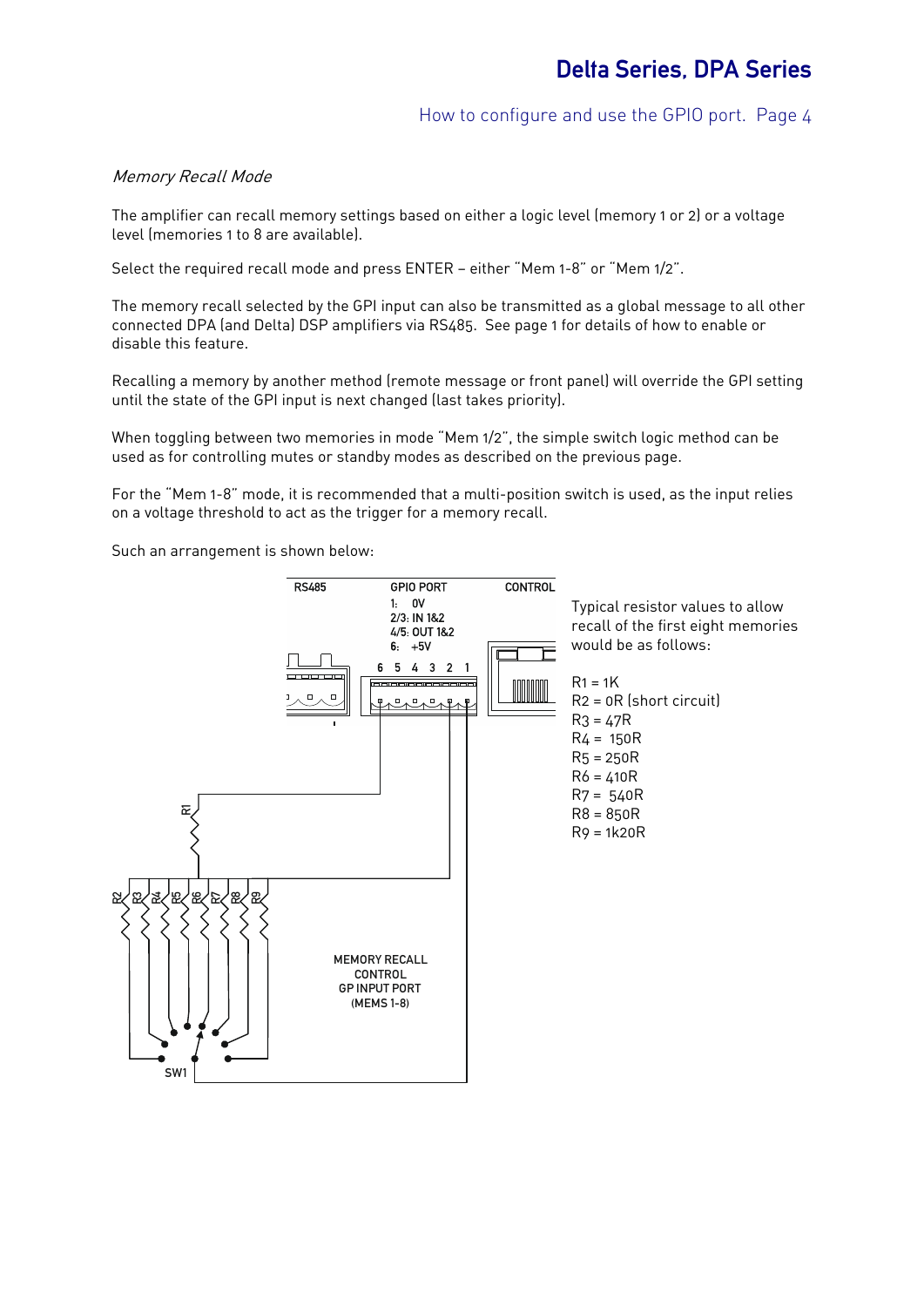*Memory Recall Mode*

The amplifier can recall memory settings based on either a logic level (memory 1 or 2) or a voltage level (memories 1 to 8 are available).

Select the required recall mode and press ENTER – either "Mem 1-8" or "Mem 1/2".

The memory recall selected by the GPI input can also be transmitted as a global message to all other connected DPA (and Delta) DSP amplifiers via RS485. See page 1 for details of how to enable or disable this feature.

Recalling a memory by another method (remote message or front panel) will override the GPI setting until the state of the GPI input is next changed (last takes priority).

When toggling between two memories in mode "Mem 1/2", the simple switch logic method can be used as for controlling mutes or standby modes as described on the previous page.

For the "Mem 1-8" mode, it is recommended that a multi-position switch is used, as the input relies on a voltage threshold to act as the trigger for a memory recall.

Such an arrangement is shown below:

RS485 GPIO PORT CONTROL

1: 0V
2/3: IN 1&2
4/5: OUT 1&2
6: +5V

6 5 4 3 2 1

R1

R2 R3 R4 R5 R6 R7 R8 R9

MEMORY RECALL
CONTROL
GP INPUT PORT
(MEMS 1-8)

SW1

Typical resistor values to allow recall of the first eight memories would be as follows:

R1 = 1K
R2 = 0R (short circuit)
R3 = 47R
R4 = 150R
R5 = 250R
R6 = 410R
R7 = 540R
R8 = 850R
R9 = 1k20R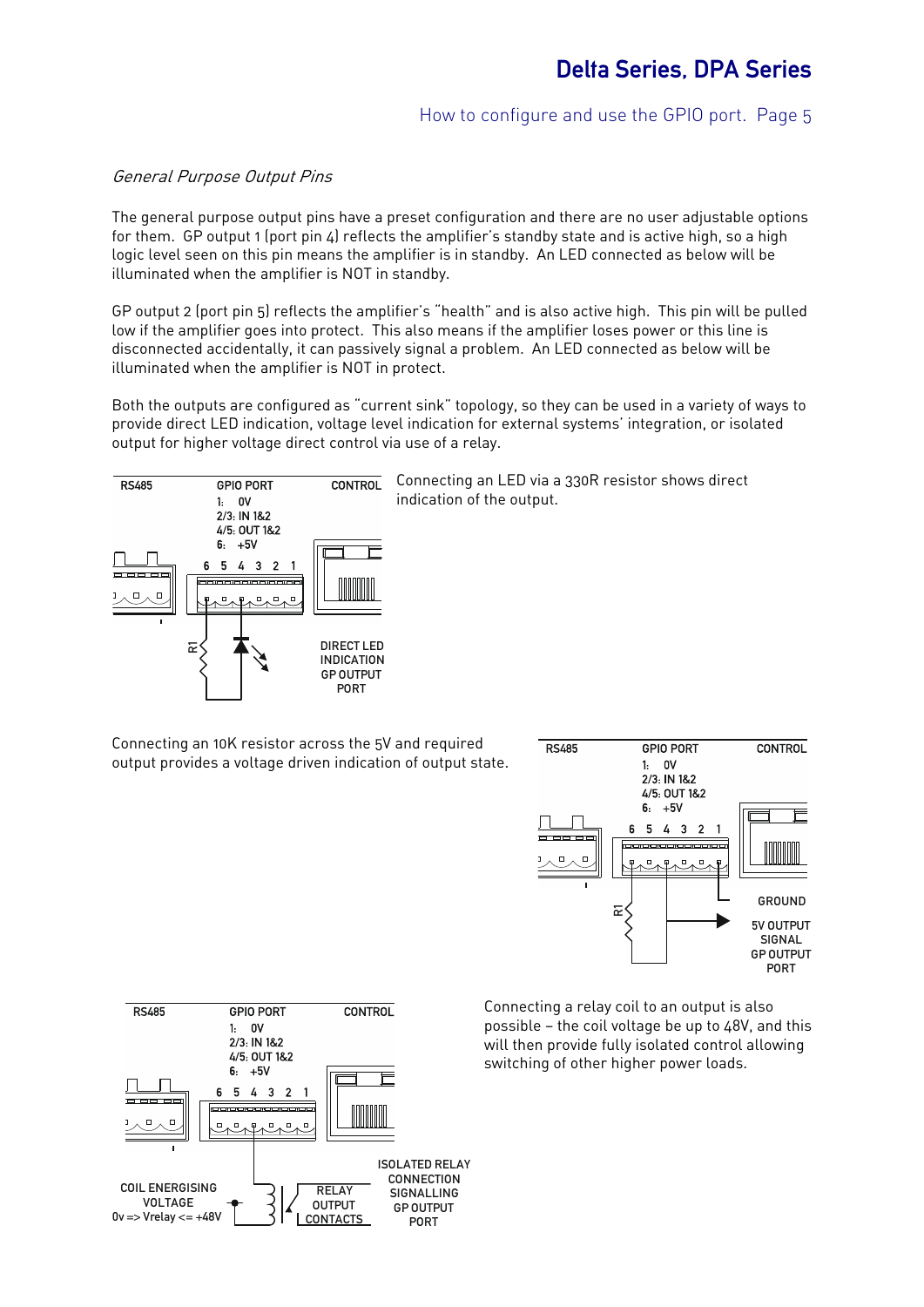### General Purpose Output Pins

The general purpose output pins have a preset configuration and there are no user adjustable options for them. GP output 1 (port pin 4) reflects the amplifier's standby state and is active high, so a high logic level seen on this pin means the amplifier is in standby. An LED connected as below will be illuminated when the amplifier is NOT in standby.

GP output 2 (port pin 5) reflects the amplifier's "health" and is also active high. This pin will be pulled low if the amplifier goes into protect. This also means if the amplifier loses power or this line is disconnected accidentally, it can passively signal a problem. An LED connected as below will be illuminated when the amplifier is NOT in protect.

Both the outputs are configured as "current sink" topology, so they can be used in a variety of ways to provide direct LED indication, voltage level indication for external systems' integration, or isolated output for higher voltage direct control via use of a relay.

RS485 GPIO PORT CONTROL
1: 0V
2/3: IN 1&2
4/5: OUT 1&2
6: +5V
6 5 4 3 2 1
R1
DIRECT LED INDICATION GP OUTPUT PORT

Connecting an LED via a 330R resistor shows direct indication of the output.

Connecting an 10K resistor across the 5V and required output provides a voltage driven indication of output state.

RS485 GPIO PORT CONTROL
1: 0V
2/3: IN 1&2
4/5: OUT 1&2
6: +5V
6 5 4 3 2 1
R1
GROUND
5V OUTPUT SIGNAL GP OUTPUT PORT

RS485 GPIO PORT CONTROL
1: 0V
2/3: IN 1&2
4/5: OUT 1&2
6: +5V
6 5 4 3 2 1
COIL ENERGISING VOLTAGE
0v => Vrelay <= +48V
RELAY OUTPUT CONTACTS
ISOLATED RELAY CONNECTION SIGNALLING GP OUTPUT PORT

Connecting a relay coil to an output is also possible – the coil voltage be up to 48V, and this will then provide fully isolated control allowing switching of other higher power loads.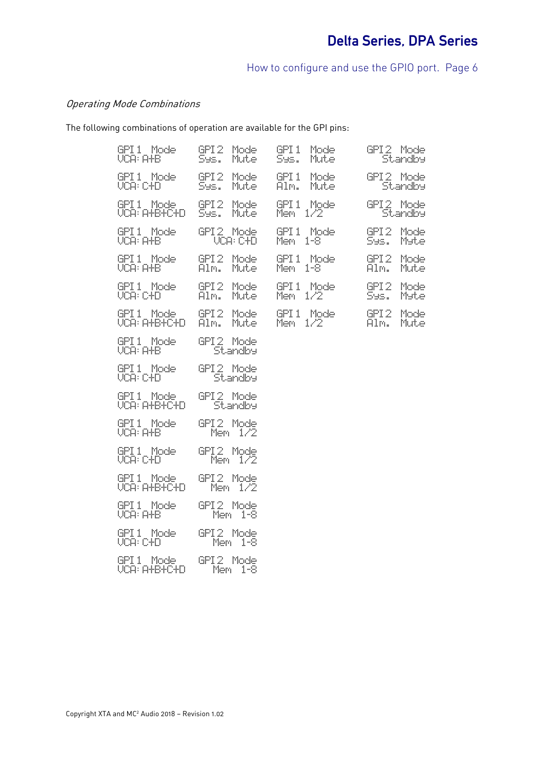*Operating Mode Combinations*

The following combinations of operation are available for the GPI pins:

| GPI1 Mode | GPI2 Mode |
|---|---|
| VCA:A+B | Sys. Mute |
| VCA:C+D | Sys. Mute |
| VCA:A+B+C+D | Sys. Mute |
| VCA:A+B | VCA:C+D |
| VCA:A+B | Alm. Mute |
| VCA:C+D | Alm. Mute |
| VCA:A+B+C+D | Alm. Mute |
| VCA:A+B | Standby |
| VCA:C+D | Standby |
| VCA:A+B+C+D | Standby |
| VCA:A+B | Mem 1/2 |
| VCA:C+D | Mem 1/2 |
| VCA:A+B+C+D | Mem 1/2 |
| VCA:A+B | Mem 1-8 |
| VCA:C+D | Mem 1-8 |
| VCA:A+B+C+D | Mem 1-8 |
| Sys. Mute | Standby |
| Alm. Mute | Standby |
| Mem 1/2 | Standby |
| Mem 1-8 | Sys. Mute |
| Mem 1-8 | Alm. Mute |
| Mem 1/2 | Sys. Mute |
| Mem 1/2 | Alm. Mute |

Copyright XTA and MC² Audio 2018 – Revision 1.02